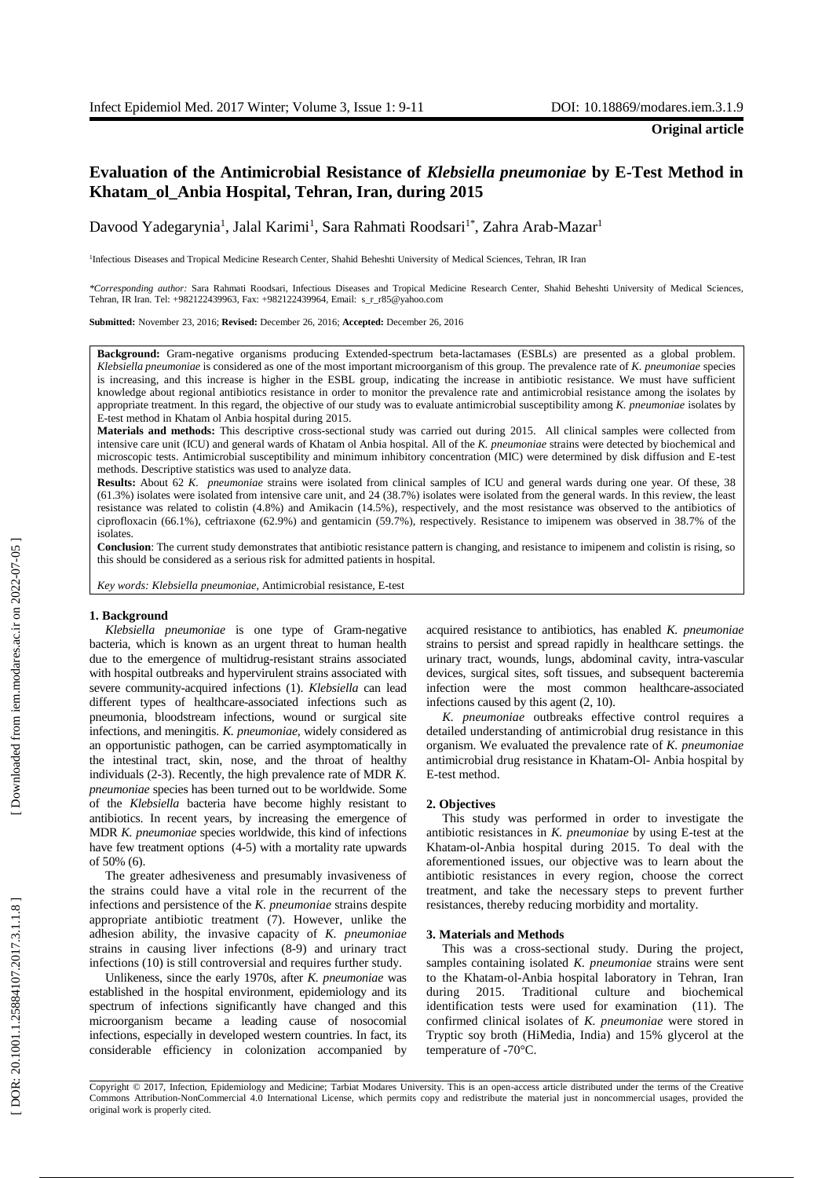**Original article**

# Evaluation of the Antimicrobial Resistance of *Klebsiella pneumoniae* by E-Test Method in Khatam_ol_Anbia Hospital, Tehran, Iran, during 2015

Davood Yadegarynia[1], Jalal Karimi[1], Sara Rahmati Roodsari[1*], Zahra Arab-Mazar[1]

[1]Infectious Diseases and Tropical Medicine Research Center, Shahid Beheshti University of Medical Sciences, Tehran, IR Iran

*\*Corresponding author:* Sara Rahmati Roodsari, Infectious Diseases and Tropical Medicine Research Center, Shahid Beheshti University of Medical Sciences, Tehran, IR Iran. Tel: +982122439963, Fax: +982122439964, Email: s_r_r85@yahoo.com

**Submitted:** November 23, 2016; **Revised:** December 26, 2016; **Accepted:** December 26, 2016

**Background:** Gram-negative organisms producing Extended-spectrum beta-lactamases (ESBLs) are presented as a global problem. *Klebsiella pneumoniae* is considered as one of the most important microorganism of this group. The prevalence rate of *K. pneumoniae* species is increasing, and this increase is higher in the ESBL group, indicating the increase in antibiotic resistance. We must have sufficient knowledge about regional antibiotics resistance in order to monitor the prevalence rate and antimicrobial resistance among the isolates by appropriate treatment. In this regard, the objective of our study was to evaluate antimicrobial susceptibility among *K. pneumoniae* isolates by E-test method in Khatam ol Anbia hospital during 2015.

**Materials and methods:** This descriptive cross-sectional study was carried out during 2015. All clinical samples were collected from intensive care unit (ICU) and general wards of Khatam ol Anbia hospital. All of the *K. pneumoniae* strains were detected by biochemical and microscopic tests. Antimicrobial susceptibility and minimum inhibitory concentration (MIC) were determined by disk diffusion and E-test methods. Descriptive statistics was used to analyze data.

**Results:** About 62 *K. pneumoniae* strains were isolated from clinical samples of ICU and general wards during one year. Of these, 38 (61.3%) isolates were isolated from intensive care unit, and 24 (38.7%) isolates were isolated from the general wards. In this review, the least resistance was related to colistin (4.8%) and Amikacin (14.5%), respectively, and the most resistance was observed to the antibiotics of ciprofloxacin (66.1%), ceftriaxone (62.9%) and gentamicin (59.7%), respectively. Resistance to imipenem was observed in 38.7% of the isolates.

**Conclusion**: The current study demonstrates that antibiotic resistance pattern is changing, and resistance to imipenem and colistin is rising, so this should be considered as a serious risk for admitted patients in hospital.

*Key words: Klebsiella pneumoniae*, Antimicrobial resistance, E-test

## 1. Background

*Klebsiella pneumoniae* is one type of Gram-negative bacteria, which is known as an urgent threat to human health due to the emergence of multidrug-resistant strains associated with hospital outbreaks and hypervirulent strains associated with severe community-acquired infections (1). *Klebsiella* can lead different types of healthcare-associated infections such as pneumonia, bloodstream infections, wound or surgical site infections, and meningitis. *K. pneumoniae,* widely considered as an opportunistic pathogen, can be carried asymptomatically in the intestinal tract, skin, nose, and the throat of healthy individuals (2-3). Recently, the high prevalence rate of MDR *K. pneumoniae* species has been turned out to be worldwide. Some of the *Klebsiella* bacteria have become highly resistant to antibiotics. In recent years, by increasing the emergence of MDR *K. pneumoniae* species worldwide, this kind of infections have few treatment options (4-5) with a mortality rate upwards of 50% (6).

The greater adhesiveness and presumably invasiveness of the strains could have a vital role in the recurrent of the infections and persistence of the *K. pneumoniae* strains despite appropriate antibiotic treatment (7). However, unlike the adhesion ability, the invasive capacity of *K. pneumoniae* strains in causing liver infections (8-9) and urinary tract infections (10) is still controversial and requires further study.

Unlikeness, since the early 1970s, after *K. pneumoniae* was established in the hospital environment, epidemiology and its spectrum of infections significantly have changed and this microorganism became a leading cause of nosocomial infections, especially in developed western countries. In fact, its considerable efficiency in colonization accompanied by acquired resistance to antibiotics, has enabled *K. pneumoniae* strains to persist and spread rapidly in healthcare settings. the urinary tract, wounds, lungs, abdominal cavity, intra-vascular devices, surgical sites, soft tissues, and subsequent bacteremia infection were the most common healthcare-associated infections caused by this agent (2, 10).

*K. pneumoniae* outbreaks effective control requires a detailed understanding of antimicrobial drug resistance in this organism. We evaluated the prevalence rate of *K. pneumoniae* antimicrobial drug resistance in Khatam-Ol- Anbia hospital by E-test method.

## 2. Objectives

This study was performed in order to investigate the antibiotic resistances in *K. pneumoniae* by using E-test at the Khatam-ol-Anbia hospital during 2015. To deal with the aforementioned issues, our objective was to learn about the antibiotic resistances in every region, choose the correct treatment, and take the necessary steps to prevent further resistances, thereby reducing morbidity and mortality.

## 3. Materials and Methods

This was a cross-sectional study. During the project, samples containing isolated *K. pneumoniae* strains were sent to the Khatam-ol-Anbia hospital laboratory in Tehran, Iran during 2015. Traditional culture and biochemical identification tests were used for examination (11). The confirmed clinical isolates of *K. pneumoniae* were stored in Tryptic soy broth (HiMedia, India) and 15% glycerol at the temperature of -70°C.

Copyright © 2017, Infection, Epidemiology and Medicine; Tarbiat Modares University. This is an open-access article distributed under the terms of the Creative Commons Attribution-NonCommercial 4.0 International License, which permits copy and redistribute the material just in noncommercial usages, provided the original work is properly cited.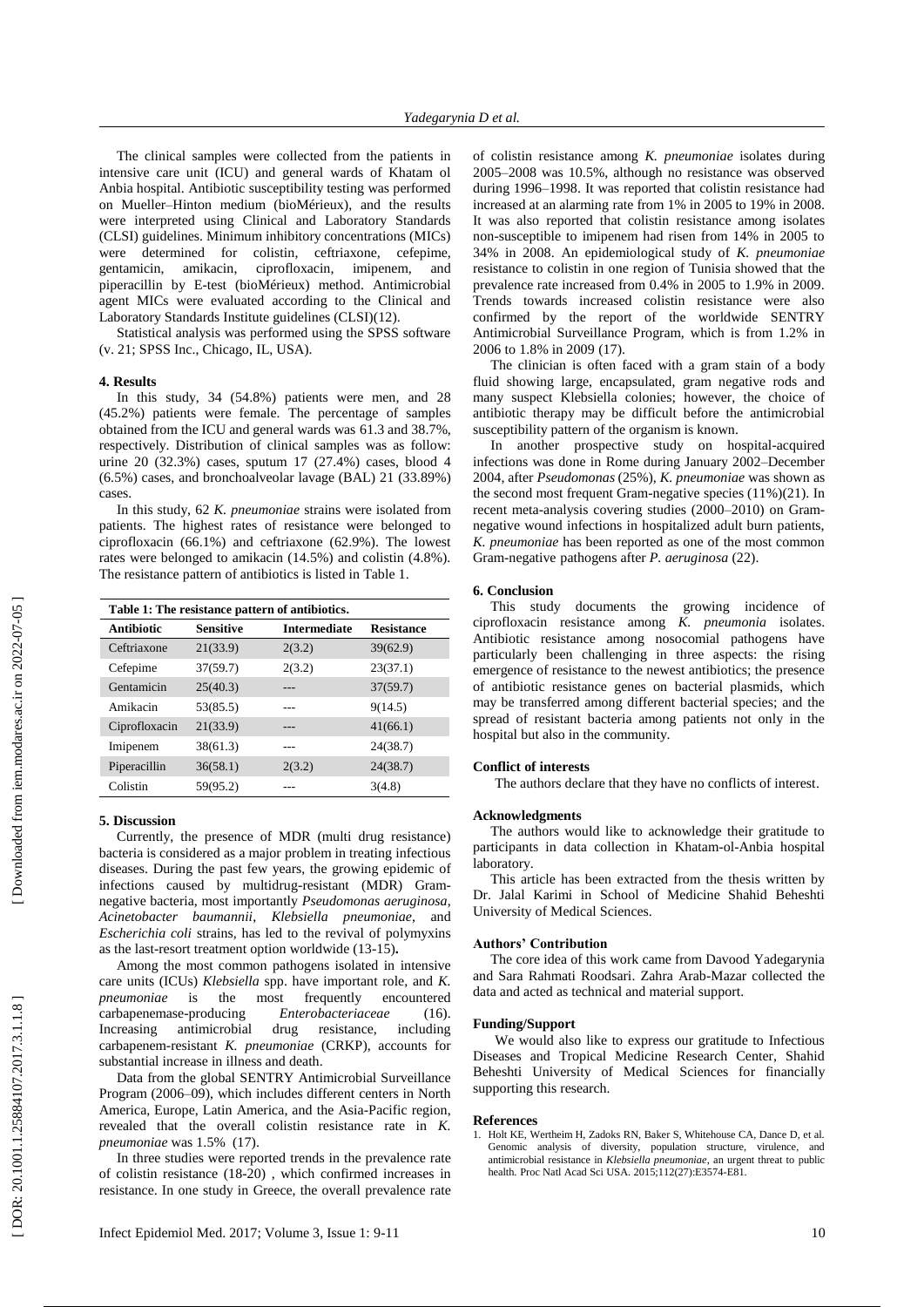The clinical samples were collected from the patients in intensive care unit (ICU) and general wards of Khatam ol Anbia hospital. Antibiotic susceptibility testing was performed on Mueller–Hinton medium (bioMérieux), and the results were interpreted using Clinical and Laboratory Standards (CLSI) guidelines. Minimum inhibitory concentrations (MICs) were determined for colistin, ceftriaxone, cefepime, gentamicin, amikacin, ciprofloxacin, imipenem, and piperacillin by E-test (bioMérieux) method. Antimicrobial agent MICs were evaluated according to the Clinical and Laboratory Standards Institute guidelines (CLSI)(12).

Statistical analysis was performed using the SPSS software (v. 21; SPSS Inc., Chicago, IL, USA).

## 4. Results

In this study, 34 (54.8%) patients were men, and 28 (45.2%) patients were female. The percentage of samples obtained from the ICU and general wards was 61.3 and 38.7%, respectively. Distribution of clinical samples was as follow: urine 20 (32.3%) cases, sputum 17 (27.4%) cases, blood 4 (6.5%) cases, and bronchoalveolar lavage (BAL) 21 (33.89%) cases.

In this study, 62 *K. pneumoniae* strains were isolated from patients. The highest rates of resistance were belonged to ciprofloxacin (66.1%) and ceftriaxone (62.9%). The lowest rates were belonged to amikacin (14.5%) and colistin (4.8%). The resistance pattern of antibiotics is listed in Table 1.

**Table 1: The resistance pattern of antibiotics.**

| Antibiotic | Sensitive | Intermediate | Resistance |
|---|---|---|---|
| Ceftriaxone | 21(33.9) | 2(3.2) | 39(62.9) |
| Cefepime | 37(59.7) | 2(3.2) | 23(37.1) |
| Gentamicin | 25(40.3) | --- | 37(59.7) |
| Amikacin | 53(85.5) | --- | 9(14.5) |
| Ciprofloxacin | 21(33.9) | --- | 41(66.1) |
| Imipenem | 38(61.3) | --- | 24(38.7) |
| Piperacillin | 36(58.1) | 2(3.2) | 24(38.7) |
| Colistin | 59(95.2) | --- | 3(4.8) |

## 5. Discussion

Currently, the presence of MDR (multi drug resistance) bacteria is considered as a major problem in treating infectious diseases. During the past few years, the growing epidemic of infections caused by multidrug-resistant (MDR) Gram-negative bacteria, most importantly *Pseudomonas aeruginosa*, *Acinetobacter baumannii*, *Klebsiella pneumoniae*, and *Escherichia coli* strains, has led to the revival of polymyxins as the last-resort treatment option worldwide (13-15).

Among the most common pathogens isolated in intensive care units (ICUs) *Klebsiella* spp. have important role, and *K. pneumoniae* is the most frequently encountered carbapenemase-producing *Enterobacteriaceae* (16). Increasing antimicrobial drug resistance, including carbapenem-resistant *K. pneumoniae* (CRKP), accounts for substantial increase in illness and death.

Data from the global SENTRY Antimicrobial Surveillance Program (2006–09), which includes different centers in North America, Europe, Latin America, and the Asia-Pacific region, revealed that the overall colistin resistance rate in *K. pneumoniae* was 1.5% (17).

In three studies were reported trends in the prevalence rate of colistin resistance (18-20) , which confirmed increases in resistance. In one study in Greece, the overall prevalence rate of colistin resistance among *K. pneumoniae* isolates during 2005–2008 was 10.5%, although no resistance was observed during 1996–1998. It was reported that colistin resistance had increased at an alarming rate from 1% in 2005 to 19% in 2008. It was also reported that colistin resistance among isolates non-susceptible to imipenem had risen from 14% in 2005 to 34% in 2008. An epidemiological study of *K. pneumoniae* resistance to colistin in one region of Tunisia showed that the prevalence rate increased from 0.4% in 2005 to 1.9% in 2009. Trends towards increased colistin resistance were also confirmed by the report of the worldwide SENTRY Antimicrobial Surveillance Program, which is from 1.2% in 2006 to 1.8% in 2009 (17).

The clinician is often faced with a gram stain of a body fluid showing large, encapsulated, gram negative rods and many suspect Klebsiella colonies; however, the choice of antibiotic therapy may be difficult before the antimicrobial susceptibility pattern of the organism is known.

In another prospective study on hospital-acquired infections was done in Rome during January 2002–December 2004, after *Pseudomonas* (25%), *K. pneumoniae* was shown as the second most frequent Gram-negative species (11%)(21). In recent meta-analysis covering studies (2000–2010) on Gram-negative wound infections in hospitalized adult burn patients, *K. pneumoniae* has been reported as one of the most common Gram-negative pathogens after *P. aeruginosa* (22).

## 6. Conclusion

This study documents the growing incidence of ciprofloxacin resistance among *K. pneumonia* isolates. Antibiotic resistance among nosocomial pathogens have particularly been challenging in three aspects: the rising emergence of resistance to the newest antibiotics; the presence of antibiotic resistance genes on bacterial plasmids, which may be transferred among different bacterial species; and the spread of resistant bacteria among patients not only in the hospital but also in the community.

### Conflict of interests

The authors declare that they have no conflicts of interest.

### Acknowledgments

The authors would like to acknowledge their gratitude to participants in data collection in Khatam-ol-Anbia hospital laboratory.

This article has been extracted from the thesis written by Dr. Jalal Karimi in School of Medicine Shahid Beheshti University of Medical Sciences.

### Authors' Contribution

The core idea of this work came from Davood Yadegarynia and Sara Rahmati Roodsari. Zahra Arab-Mazar collected the data and acted as technical and material support.

### Funding/Support

We would also like to express our gratitude to Infectious Diseases and Tropical Medicine Research Center, Shahid Beheshti University of Medical Sciences for financially supporting this research.

### References

1. Holt KE, Wertheim H, Zadoks RN, Baker S, Whitehouse CA, Dance D, et al. Genomic analysis of diversity, population structure, virulence, and antimicrobial resistance in *Klebsiella pneumoniae*, an urgent threat to public health. Proc Natl Acad Sci USA. 2015;112(27):E3574-E81.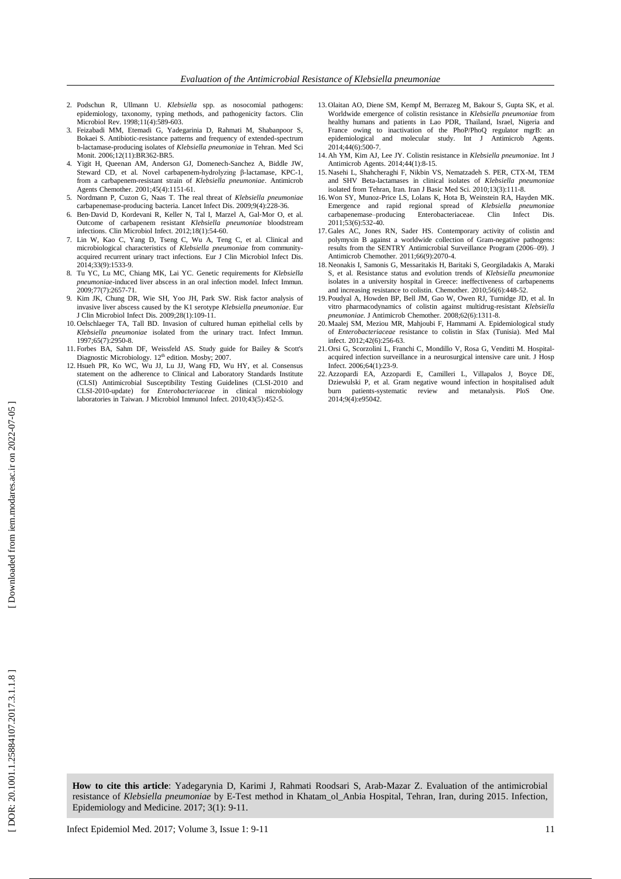2. Podschun R, Ullmann U. *Klebsiella* spp. as nosocomial pathogens: epidemiology, taxonomy, typing methods, and pathogenicity factors. Clin Microbiol Rev. 1998;11(4):589-603.
3. Feizabadi MM, Etemadi G, Yadegarinia D, Rahmati M, Shabanpoor S, Bokaei S. Antibiotic-resistance patterns and frequency of extended-spectrum b-lactamase-producing isolates of *Klebsiella pneumoniae* in Tehran. Med Sci Monit. 2006;12(11):BR362-BR5.
4. Yigit H, Queenan AM, Anderson GJ, Domenech-Sanchez A, Biddle JW, Steward CD, et al. Novel carbapenem-hydrolyzing β-lactamase, KPC-1, from a carbapenem-resistant strain of *Klebsiella pneumoniae*. Antimicrob Agents Chemother. 2001;45(4):1151-61.
5. Nordmann P, Cuzon G, Naas T. The real threat of *Klebsiella pneumoniae* carbapenemase-producing bacteria. Lancet Infect Dis. 2009;9(4):228-36.
6. Ben-David D, Kordevani R, Keller N, Tal I, Marzel A, Gal-Mor O, et al. Outcome of carbapenem resistant *Klebsiella pneumoniae* bloodstream infections. Clin Microbiol Infect. 2012;18(1):54-60.
7. Lin W, Kao C, Yang D, Tseng C, Wu A, Teng C, et al. Clinical and microbiological characteristics of *Klebsiella pneumoniae* from community-acquired recurrent urinary tract infections. Eur J Clin Microbiol Infect Dis. 2014;33(9):1533-9.
8. Tu YC, Lu MC, Chiang MK, Lai YC. Genetic requirements for *Klebsiella pneumoniae*-induced liver abscess in an oral infection model. Infect Immun. 2009;77(7):2657-71.
9. Kim JK, Chung DR, Wie SH, Yoo JH, Park SW. Risk factor analysis of invasive liver abscess caused by the K1 serotype *Klebsiella pneumoniae*. Eur J Clin Microbiol Infect Dis. 2009;28(1):109-11.
10. Oelschlaeger TA, Tall BD. Invasion of cultured human epithelial cells by *Klebsiella pneumoniae* isolated from the urinary tract. Infect Immun. 1997;65(7):2950-8.
11. Forbes BA, Sahm DF, Weissfeld AS. Study guide for Bailey & Scott's Diagnostic Microbiology. 12th edition. Mosby; 2007.
12. Hsueh PR, Ko WC, Wu JJ, Lu JJ, Wang FD, Wu HY, et al. Consensus statement on the adherence to Clinical and Laboratory Standards Institute (CLSI) Antimicrobial Susceptibility Testing Guidelines (CLSI-2010 and CLSI-2010-update) for *Enterobacteriaceae* in clinical microbiology laboratories in Taiwan. J Microbiol Immunol Infect. 2010;43(5):452-5.
13. Olaitan AO, Diene SM, Kempf M, Berrazeg M, Bakour S, Gupta SK, et al. Worldwide emergence of colistin resistance in *Klebsiella pneumoniae* from healthy humans and patients in Lao PDR, Thailand, Israel, Nigeria and France owing to inactivation of the PhoP/PhoQ regulator mgrB: an epidemiological and molecular study. Int J Antimicrob Agents. 2014;44(6):500-7.
14. Ah YM, Kim AJ, Lee JY. Colistin resistance in *Klebsiella pneumoniae*. Int J Antimicrob Agents. 2014;44(1):8-15.
15. Nasehi L, Shahcheraghi F, Nikbin VS, Nematzadeh S. PER, CTX-M, TEM and SHV Beta-lactamases in clinical isolates of *Klebsiella pneumoniae* isolated from Tehran, Iran. Iran J Basic Med Sci. 2010;13(3):111-8.
16. Won SY, Munoz-Price LS, Lolans K, Hota B, Weinstein RA, Hayden MK. Emergence and rapid regional spread of *Klebsiella pneumoniae* carbapenemase–producing Enterobacteriaceae. Clin Infect Dis. 2011;53(6):532-40.
17. Gales AC, Jones RN, Sader HS. Contemporary activity of colistin and polymyxin B against a worldwide collection of Gram-negative pathogens: results from the SENTRY Antimicrobial Surveillance Program (2006–09). J Antimicrob Chemother. 2011;66(9):2070-4.
18. Neonakis I, Samonis G, Messaritakis H, Baritaki S, Georgiladakis A, Maraki S, et al. Resistance status and evolution trends of *Klebsiella pneumoniae* isolates in a university hospital in Greece: ineffectiveness of carbapenems and increasing resistance to colistin. Chemother. 2010;56(6):448-52.
19. Poudyal A, Howden BP, Bell JM, Gao W, Owen RJ, Turnidge JD, et al. In vitro pharmacodynamics of colistin against multidrug-resistant *Klebsiella pneumoniae*. J Antimicrob Chemother. 2008;62(6):1311-8.
20. Maalej SM, Meziou MR, Mahjoubi F, Hammami A. Epidemiological study of *Enterobacteriaceae* resistance to colistin in Sfax (Tunisia). Med Mal infect. 2012;42(6):256-63.
21. Orsi G, Scorzolini L, Franchi C, Mondillo V, Rosa G, Venditti M. Hospital-acquired infection surveillance in a neurosurgical intensive care unit. J Hosp Infect. 2006;64(1):23-9.
22. Azzopardi EA, Azzopardi E, Camilleri L, Villapalos J, Boyce DE, Dziewulski P, et al. Gram negative wound infection in hospitalised adult burn patients-systematic review and metanalysis. PloS One. 2014;9(4):e95042.

**How to cite this article**: Yadegarynia D, Karimi J, Rahmati Roodsari S, Arab-Mazar Z. Evaluation of the antimicrobial resistance of *Klebsiella pneumoniae* by E-Test method in Khatam_ol_Anbia Hospital, Tehran, Iran, during 2015. Infection, Epidemiology and Medicine. 2017; 3(1): 9-11.